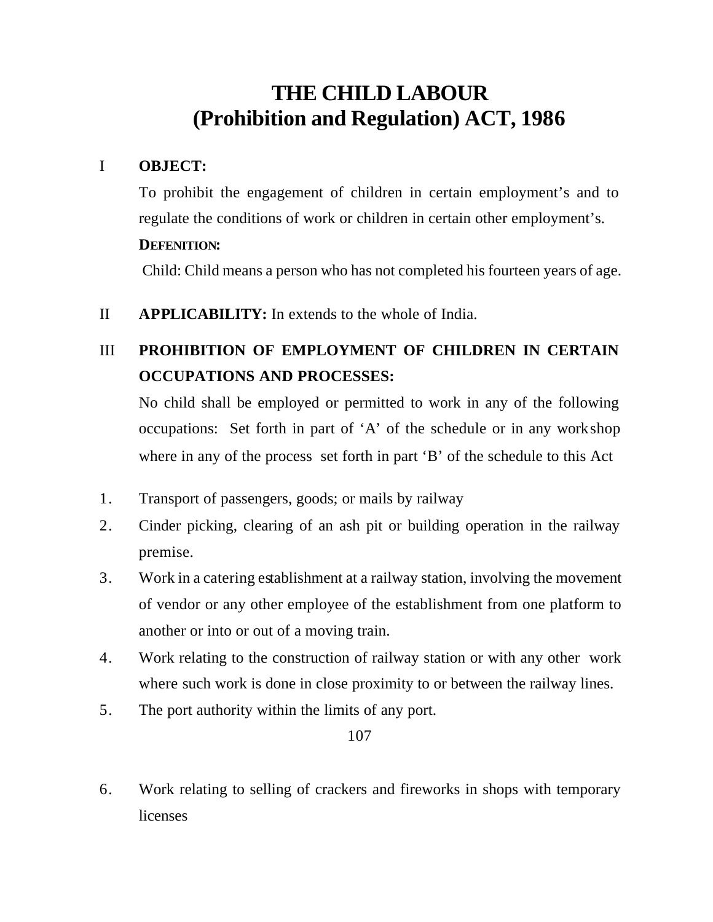# THE CHILD LABOUR
# (Prohibition and Regulation) ACT, 1986

I **OBJECT:**

To prohibit the engagement of children in certain employment's and to regulate the conditions of work or children in certain other employment's.

**DEFENITION:**

Child: Child means a person who has not completed his fourteen years of age.

II **APPLICABILITY:** In extends to the whole of India.

III **PROHIBITION OF EMPLOYMENT OF CHILDREN IN CERTAIN OCCUPATIONS AND PROCESSES:**

No child shall be employed or permitted to work in any of the following occupations: Set forth in part of 'A' of the schedule or in any workshop where in any of the process set forth in part 'B' of the schedule to this Act

1. Transport of passengers, goods; or mails by railway
2. Cinder picking, clearing of an ash pit or building operation in the railway premise.
3. Work in a catering establishment at a railway station, involving the movement of vendor or any other employee of the establishment from one platform to another or into or out of a moving train.
4. Work relating to the construction of railway station or with any other work where such work is done in close proximity to or between the railway lines.
5. The port authority within the limits of any port.
6. Work relating to selling of crackers and fireworks in shops with temporary licenses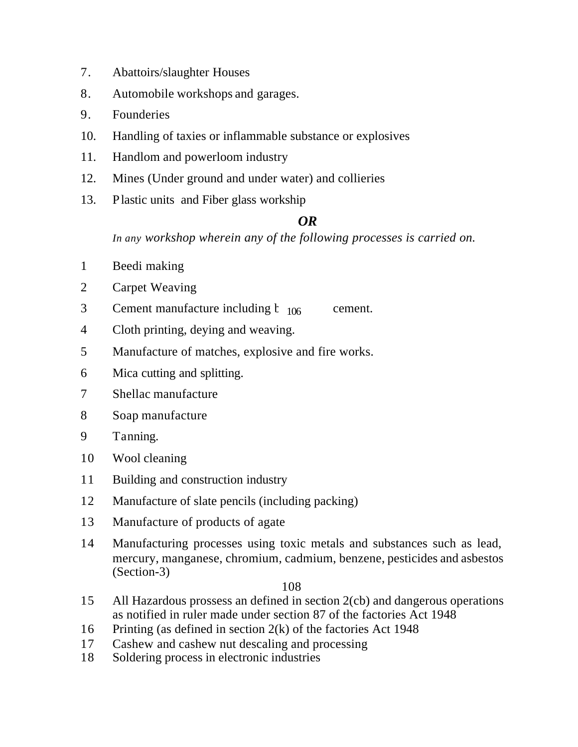7. Abattoirs/slaughter Houses
8. Automobile workshops and garages.
9. Founderies
10. Handling of taxies or inflammable substance or explosives
11. Handlom and powerloom industry
12. Mines (Under ground and under water) and collieries
13. Plastic units and Fiber glass workship

***OR***

*In any workshop wherein any of the following processes is carried on.*

1 Beedi making
2 Carpet Weaving
3 Cement manufacture including b 106 cement.
4 Cloth printing, deying and weaving.
5 Manufacture of matches, explosive and fire works.
6 Mica cutting and splitting.
7 Shellac manufacture
8 Soap manufacture
9 Tanning.
10 Wool cleaning
11 Building and construction industry
12 Manufacture of slate pencils (including packing)
13 Manufacture of products of agate
14 Manufacturing processes using toxic metals and substances such as lead, mercury, manganese, chromium, cadmium, benzene, pesticides and asbestos (Section-3)
15 All Hazardous prossess an defined in section 2(cb) and dangerous operations as notified in ruler made under section 87 of the factories Act 1948
16 Printing (as defined in section 2(k) of the factories Act 1948
17 Cashew and cashew nut descaling and processing
18 Soldering process in electronic industries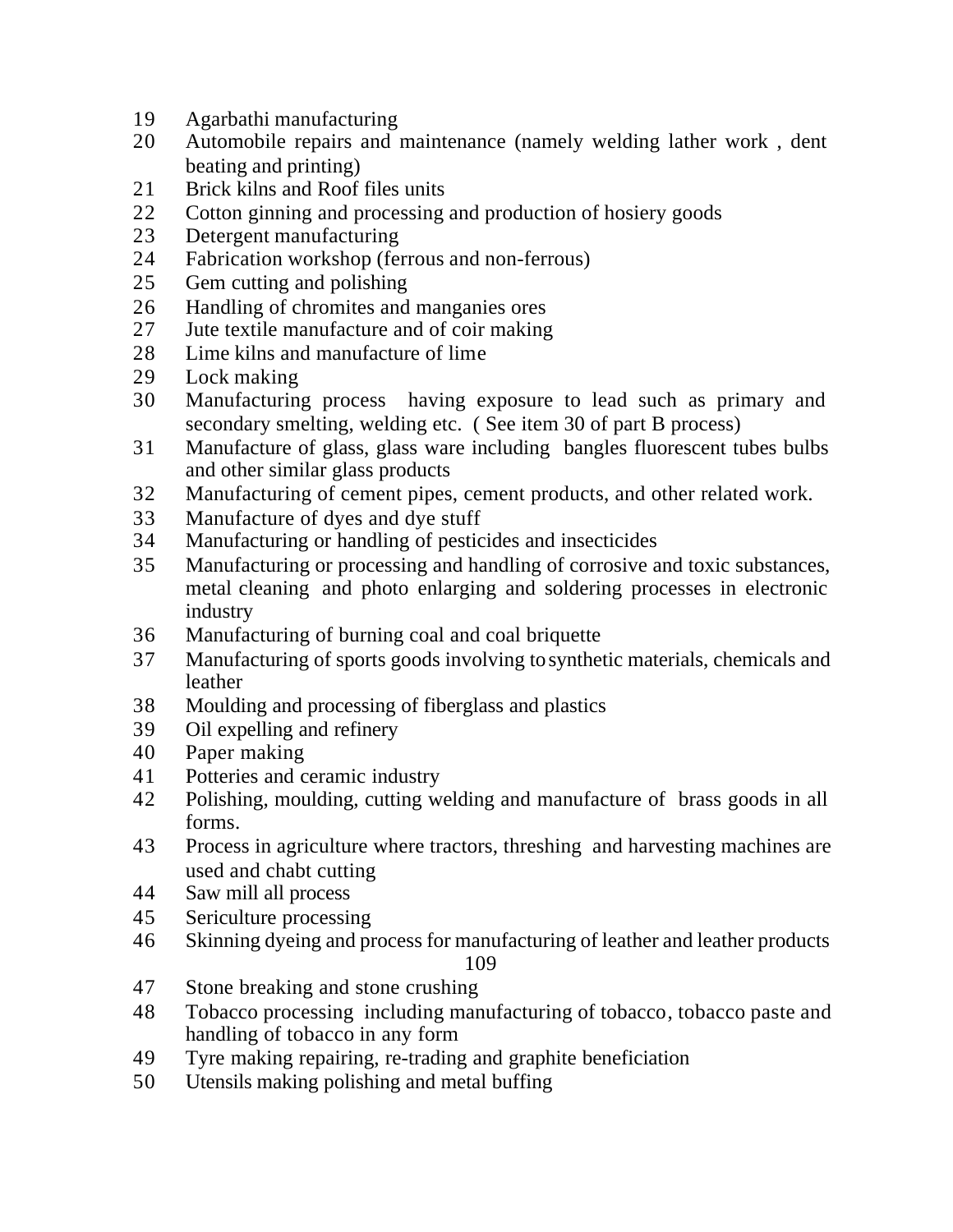19. Agarbathi manufacturing
20. Automobile repairs and maintenance (namely welding lather work , dent beating and printing)
21. Brick kilns and Roof files units
22. Cotton ginning and processing and production of hosiery goods
23. Detergent manufacturing
24. Fabrication workshop (ferrous and non-ferrous)
25. Gem cutting and polishing
26. Handling of chromites and manganies ores
27. Jute textile manufacture and of coir making
28. Lime kilns and manufacture of lime
29. Lock making
30. Manufacturing process having exposure to lead such as primary and secondary smelting, welding etc. ( See item 30 of part B process)
31. Manufacture of glass, glass ware including bangles fluorescent tubes bulbs and other similar glass products
32. Manufacturing of cement pipes, cement products, and other related work.
33. Manufacture of dyes and dye stuff
34. Manufacturing or handling of pesticides and insecticides
35. Manufacturing or processing and handling of corrosive and toxic substances, metal cleaning and photo enlarging and soldering processes in electronic industry
36. Manufacturing of burning coal and coal briquette
37. Manufacturing of sports goods involving to synthetic materials, chemicals and leather
38. Moulding and processing of fiberglass and plastics
39. Oil expelling and refinery
40. Paper making
41. Potteries and ceramic industry
42. Polishing, moulding, cutting welding and manufacture of brass goods in all forms.
43. Process in agriculture where tractors, threshing and harvesting machines are used and chabt cutting
44. Saw mill all process
45. Sericulture processing
46. Skinning dyeing and process for manufacturing of leather and leather products
47. Stone breaking and stone crushing
48. Tobacco processing including manufacturing of tobacco, tobacco paste and handling of tobacco in any form
49. Tyre making repairing, re-trading and graphite beneficiation
50. Utensils making polishing and metal buffing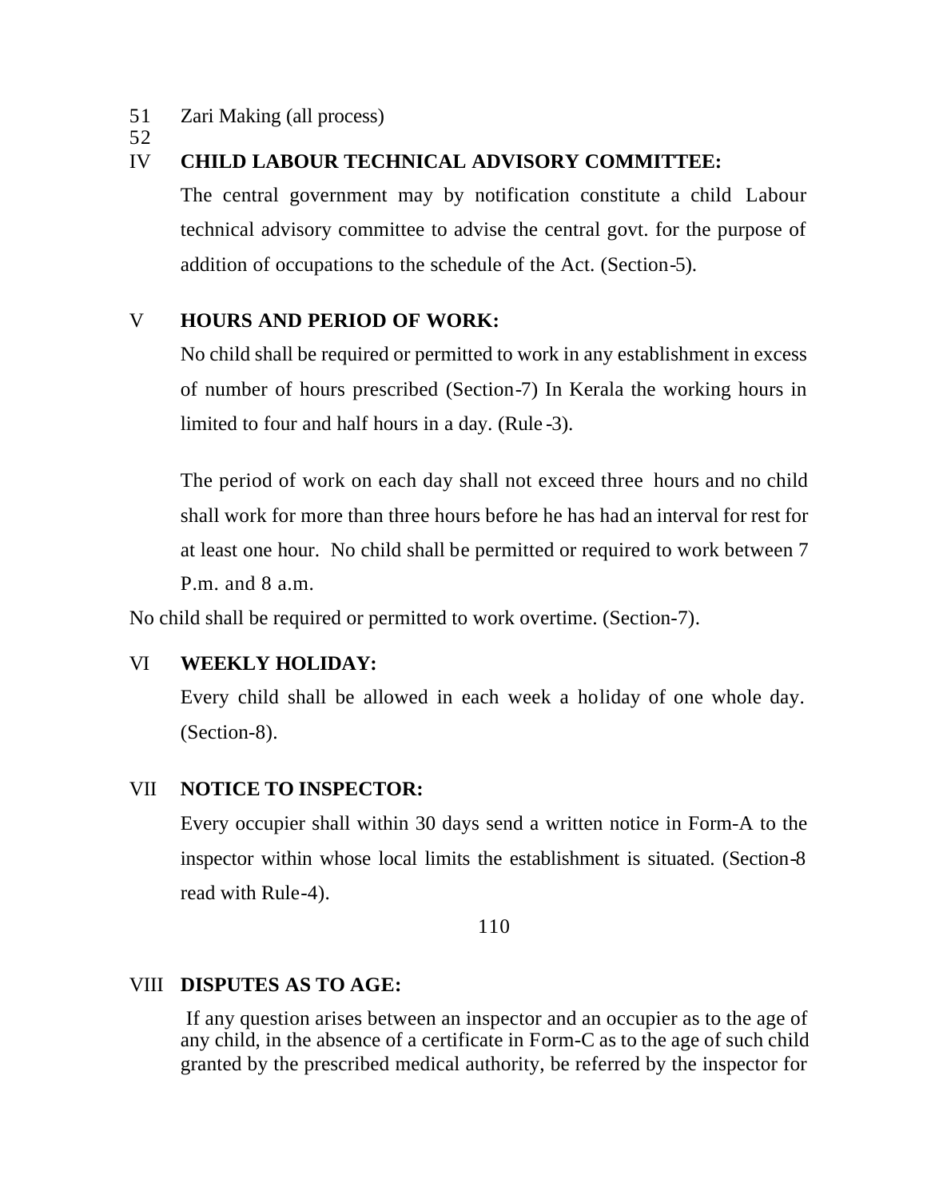51 Zari Making (all process)

52

## IV CHILD LABOUR TECHNICAL ADVISORY COMMITTEE:

The central government may by notification constitute a child Labour technical advisory committee to advise the central govt. for the purpose of addition of occupations to the schedule of the Act. (Section-5).

## V HOURS AND PERIOD OF WORK:

No child shall be required or permitted to work in any establishment in excess of number of hours prescribed (Section-7) In Kerala the working hours in limited to four and half hours in a day. (Rule -3).

The period of work on each day shall not exceed three hours and no child shall work for more than three hours before he has had an interval for rest for at least one hour. No child shall be permitted or required to work between 7 P.m. and 8 a.m.

No child shall be required or permitted to work overtime. (Section-7).

## VI WEEKLY HOLIDAY:

Every child shall be allowed in each week a holiday of one whole day. (Section-8).

## VII NOTICE TO INSPECTOR:

Every occupier shall within 30 days send a written notice in Form-A to the inspector within whose local limits the establishment is situated. (Section-8 read with Rule-4).

## VIII DISPUTES AS TO AGE:

If any question arises between an inspector and an occupier as to the age of any child, in the absence of a certificate in Form-C as to the age of such child granted by the prescribed medical authority, be referred by the inspector for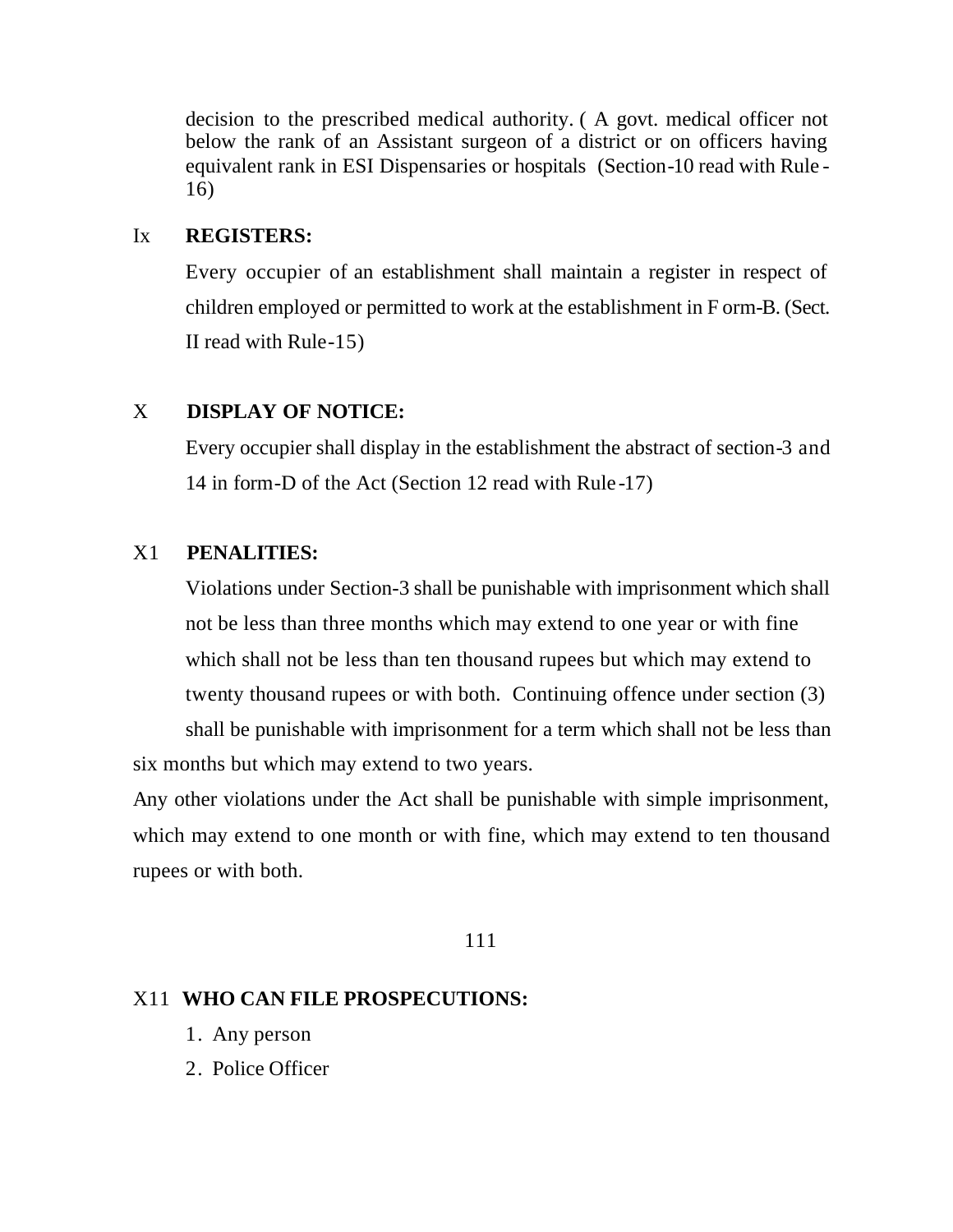decision to the prescribed medical authority. ( A govt. medical officer not below the rank of an Assistant surgeon of a district or on officers having equivalent rank in ESI Dispensaries or hospitals (Section-10 read with Rule - 16)

Ix **REGISTERS:**

Every occupier of an establishment shall maintain a register in respect of children employed or permitted to work at the establishment in F orm-B. (Sect. II read with Rule-15)

X **DISPLAY OF NOTICE:**

Every occupier shall display in the establishment the abstract of section-3 and 14 in form-D of the Act (Section 12 read with Rule-17)

X1 **PENALITIES:**

Violations under Section-3 shall be punishable with imprisonment which shall not be less than three months which may extend to one year or with fine which shall not be less than ten thousand rupees but which may extend to twenty thousand rupees or with both. Continuing offence under section (3) shall be punishable with imprisonment for a term which shall not be less than six months but which may extend to two years.

Any other violations under the Act shall be punishable with simple imprisonment, which may extend to one month or with fine, which may extend to ten thousand rupees or with both.

111

X11 **WHO CAN FILE PROSPECUTIONS:**

1. Any person
2. Police Officer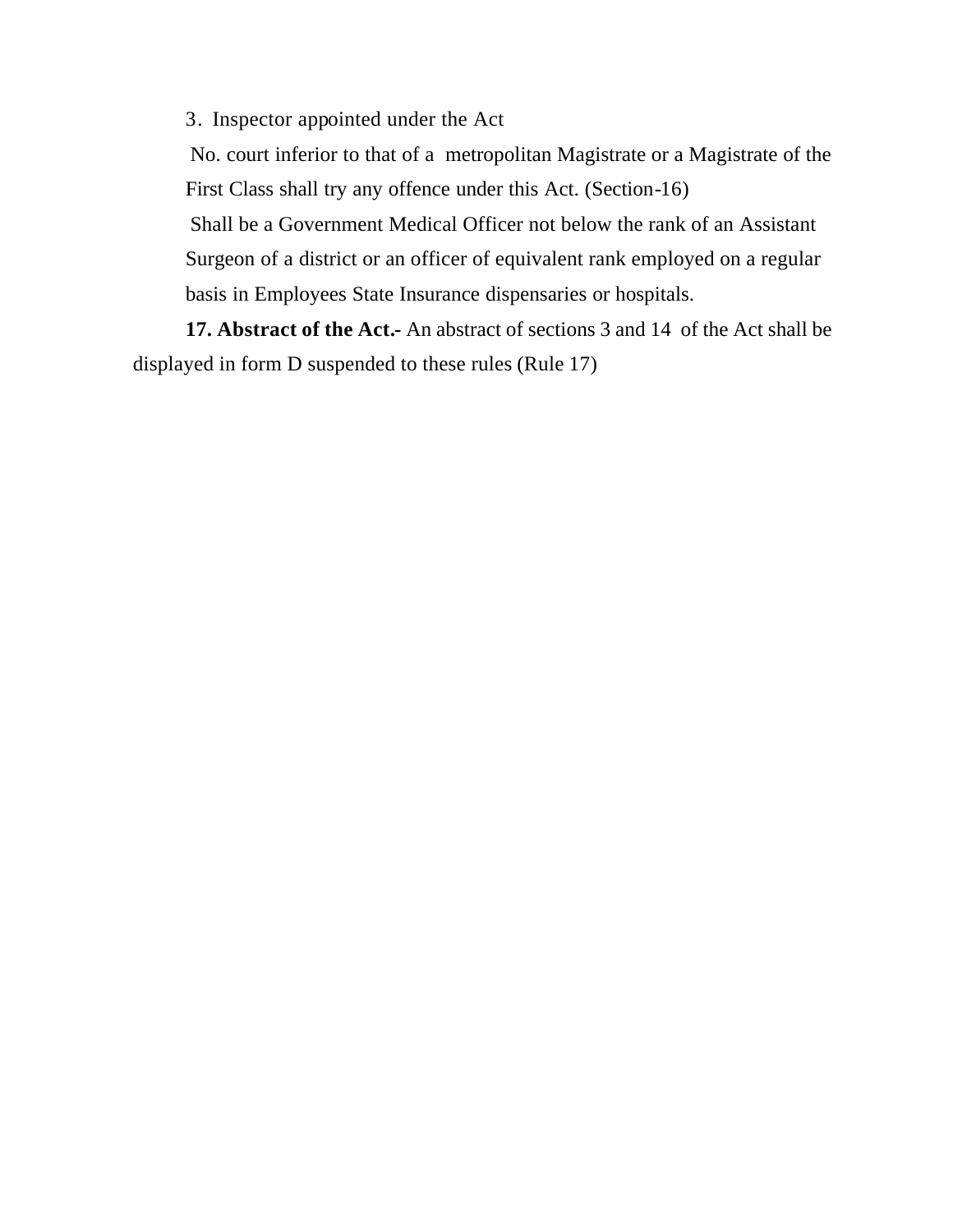3. Inspector appointed under the Act

No. court inferior to that of a metropolitan Magistrate or a Magistrate of the First Class shall try any offence under this Act. (Section-16)

Shall be a Government Medical Officer not below the rank of an Assistant Surgeon of a district or an officer of equivalent rank employed on a regular basis in Employees State Insurance dispensaries or hospitals.

**17. Abstract of the Act.-** An abstract of sections 3 and 14 of the Act shall be displayed in form D suspended to these rules (Rule 17)